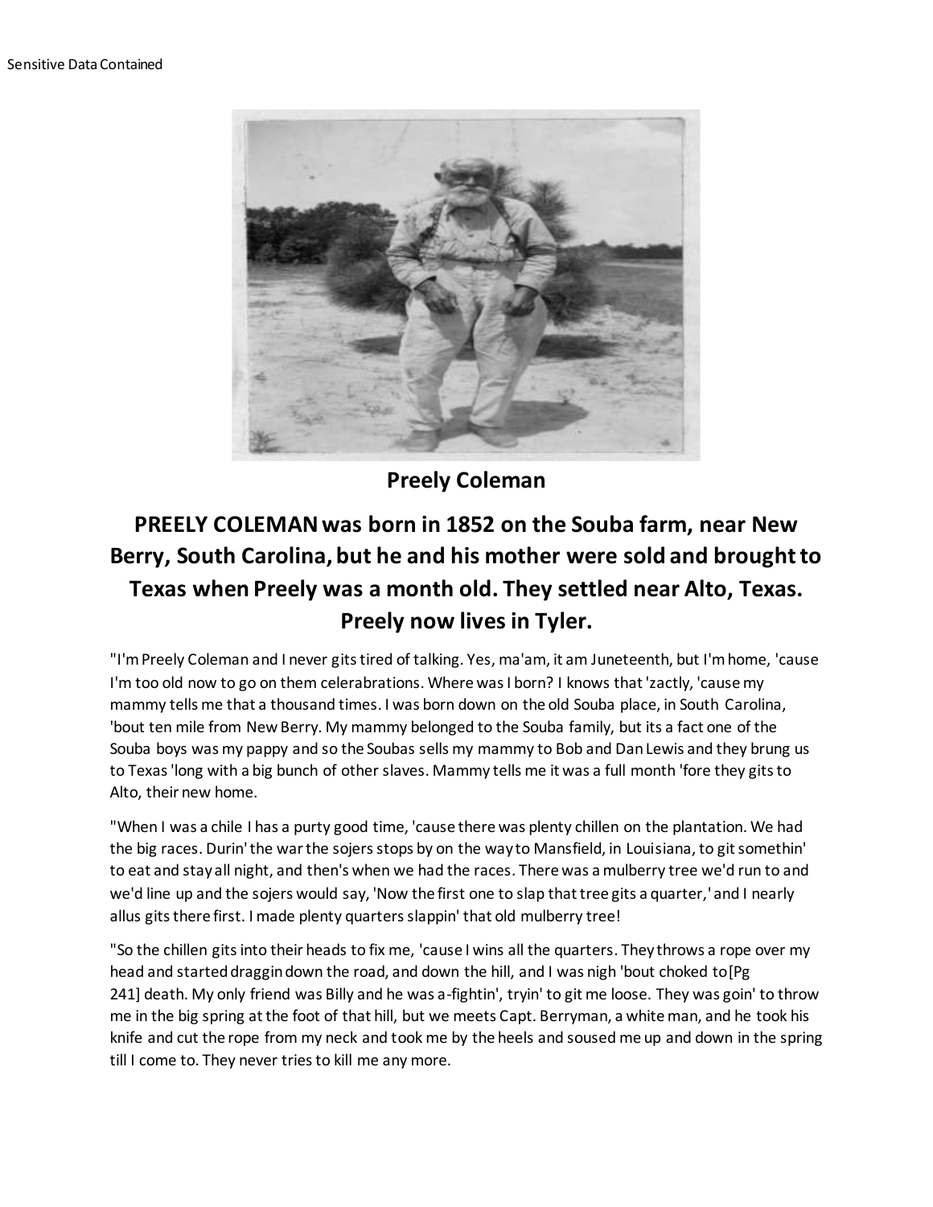Sensitive Data Contained

**Preely Coleman**

## PREELY COLEMAN was born in 1852 on the Souba farm, near New Berry, South Carolina, but he and his mother were sold and brought to Texas when Preely was a month old. They settled near Alto, Texas. Preely now lives in Tyler.

"I'm Preely Coleman and I never gits tired of talking. Yes, ma'am, it am Juneteenth, but I'm home, 'cause I'm too old now to go on them celerabrations. Where was I born? I knows that 'zactly, 'cause my mammy tells me that a thousand times. I was born down on the old Souba place, in South Carolina, 'bout ten mile from New Berry. My mammy belonged to the Souba family, but its a fact one of the Souba boys was my pappy and so the Soubas sells my mammy to Bob and Dan Lewis and they brung us to Texas 'long with a big bunch of other slaves. Mammy tells me it was a full month 'fore they gits to Alto, their new home.

"When I was a chile I has a purty good time, 'cause there was plenty chillen on the plantation. We had the big races. Durin' the war the sojers stops by on the way to Mansfield, in Louisiana, to git somethin' to eat and stay all night, and then's when we had the races. There was a mulberry tree we'd run to and we'd line up and the sojers would say, 'Now the first one to slap that tree gits a quarter,' and I nearly allus gits there first. I made plenty quarters slappin' that old mulberry tree!

"So the chillen gits into their heads to fix me, 'cause I wins all the quarters. They throws a rope over my head and started draggin down the road, and down the hill, and I was nigh 'bout choked to[Pg 241] death. My only friend was Billy and he was a-fightin', tryin' to git me loose. They was goin' to throw me in the big spring at the foot of that hill, but we meets Capt. Berryman, a white man, and he took his knife and cut the rope from my neck and took me by the heels and soused me up and down in the spring till I come to. They never tries to kill me any more.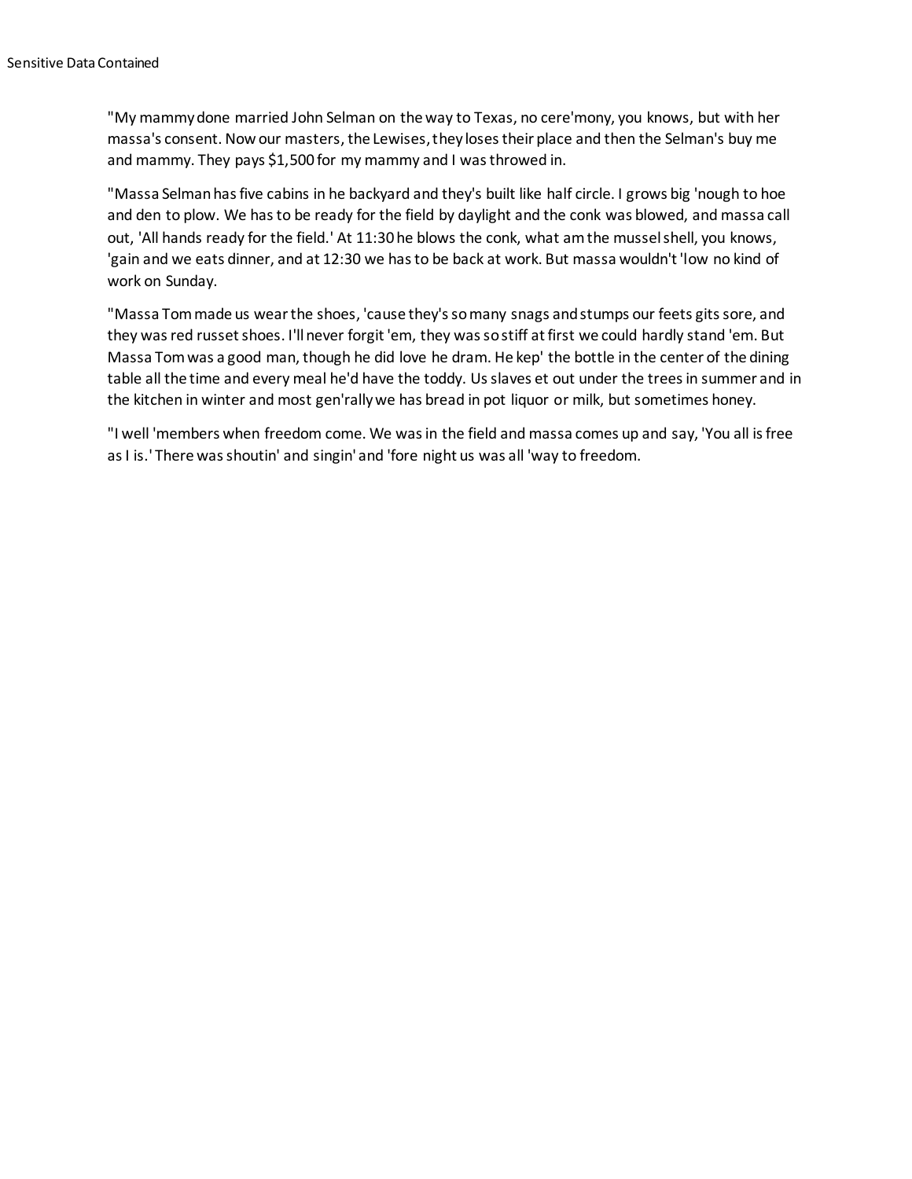"My mammy done married John Selman on the way to Texas, no cere'mony, you knows, but with her massa's consent. Now our masters, the Lewises, they loses their place and then the Selman's buy me and mammy. They pays $1,500 for my mammy and I was throwed in.

"Massa Selman has five cabins in he backyard and they's built like half circle. I grows big 'nough to hoe and den to plow. We has to be ready for the field by daylight and the conk was blowed, and massa call out, 'All hands ready for the field.' At 11:30 he blows the conk, what am the mussel shell, you knows, 'gain and we eats dinner, and at 12:30 we has to be back at work. But massa wouldn't 'low no kind of work on Sunday.

"Massa Tom made us wear the shoes, 'cause they's so many snags and stumps our feets gits sore, and they was red russet shoes. I'll never forgit 'em, they was so stiff at first we could hardly stand 'em. But Massa Tom was a good man, though he did love he dram. He kep' the bottle in the center of the dining table all the time and every meal he'd have the toddy. Us slaves et out under the trees in summer and in the kitchen in winter and most gen'rally we has bread in pot liquor or milk, but sometimes honey.

"I well 'members when freedom come. We was in the field and massa comes up and say, 'You all is free as I is.' There was shoutin' and singin' and 'fore night us was all 'way to freedom.